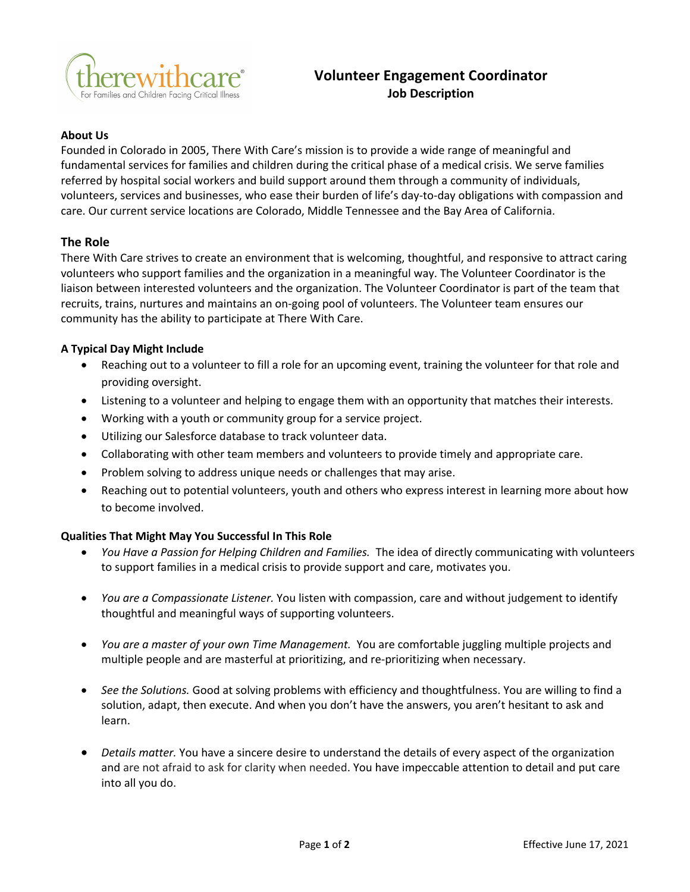therewithcare®
For Families and Children Facing Critical Illness

# Volunteer Engagement Coordinator
## Job Description

**About Us**

Founded in Colorado in 2005, There With Care's mission is to provide a wide range of meaningful and fundamental services for families and children during the critical phase of a medical crisis. We serve families referred by hospital social workers and build support around them through a community of individuals, volunteers, services and businesses, who ease their burden of life's day-to-day obligations with compassion and care. Our current service locations are Colorado, Middle Tennessee and the Bay Area of California.

## The Role

There With Care strives to create an environment that is welcoming, thoughtful, and responsive to attract caring volunteers who support families and the organization in a meaningful way. The Volunteer Coordinator is the liaison between interested volunteers and the organization. The Volunteer Coordinator is part of the team that recruits, trains, nurtures and maintains an on-going pool of volunteers. The Volunteer team ensures our community has the ability to participate at There With Care.

**A Typical Day Might Include**

- Reaching out to a volunteer to fill a role for an upcoming event, training the volunteer for that role and providing oversight.
- Listening to a volunteer and helping to engage them with an opportunity that matches their interests.
- Working with a youth or community group for a service project.
- Utilizing our Salesforce database to track volunteer data.
- Collaborating with other team members and volunteers to provide timely and appropriate care.
- Problem solving to address unique needs or challenges that may arise.
- Reaching out to potential volunteers, youth and others who express interest in learning more about how to become involved.

**Qualities That Might May You Successful In This Role**

- *You Have a Passion for Helping Children and Families.* The idea of directly communicating with volunteers to support families in a medical crisis to provide support and care, motivates you.
- *You are a Compassionate Listener.* You listen with compassion, care and without judgement to identify thoughtful and meaningful ways of supporting volunteers.
- *You are a master of your own Time Management.* You are comfortable juggling multiple projects and multiple people and are masterful at prioritizing, and re-prioritizing when necessary.
- *See the Solutions.* Good at solving problems with efficiency and thoughtfulness. You are willing to find a solution, adapt, then execute. And when you don't have the answers, you aren't hesitant to ask and learn.
- *Details matter.* You have a sincere desire to understand the details of every aspect of the organization and are not afraid to ask for clarity when needed. You have impeccable attention to detail and put care into all you do.

Effective June 17, 2021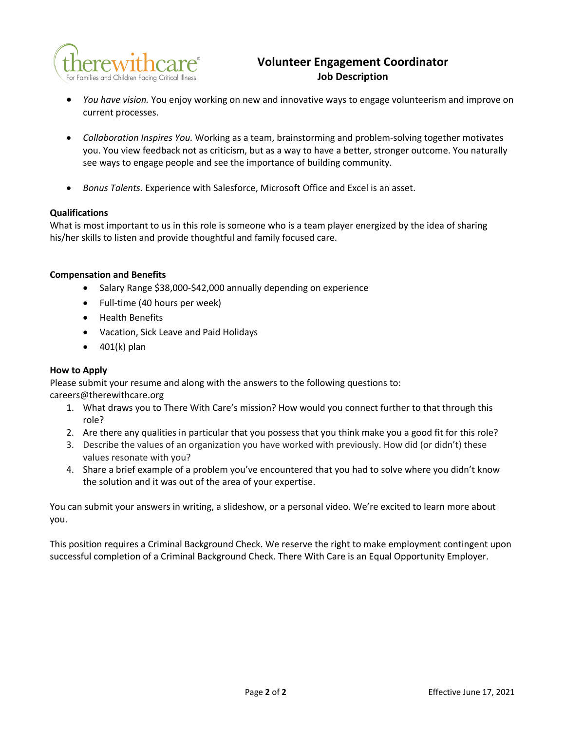- *You have vision.* You enjoy working on new and innovative ways to engage volunteerism and improve on current processes.

- *Collaboration Inspires You.* Working as a team, brainstorming and problem-solving together motivates you. You view feedback not as criticism, but as a way to have a better, stronger outcome. You naturally see ways to engage people and see the importance of building community.

- *Bonus Talents.* Experience with Salesforce, Microsoft Office and Excel is an asset.

**Qualifications**

What is most important to us in this role is someone who is a team player energized by the idea of sharing his/her skills to listen and provide thoughtful and family focused care.

**Compensation and Benefits**

- Salary Range $38,000-$42,000 annually depending on experience
- Full-time (40 hours per week)
- Health Benefits
- Vacation, Sick Leave and Paid Holidays
- 401(k) plan

**How to Apply**

Please submit your resume and along with the answers to the following questions to: careers@therewithcare.org

1. What draws you to There With Care's mission? How would you connect further to that through this role?
2. Are there any qualities in particular that you possess that you think make you a good fit for this role?
3. Describe the values of an organization you have worked with previously. How did (or didn't) these values resonate with you?
4. Share a brief example of a problem you've encountered that you had to solve where you didn't know the solution and it was out of the area of your expertise.

You can submit your answers in writing, a slideshow, or a personal video. We're excited to learn more about you.

This position requires a Criminal Background Check. We reserve the right to make employment contingent upon successful completion of a Criminal Background Check. There With Care is an Equal Opportunity Employer.